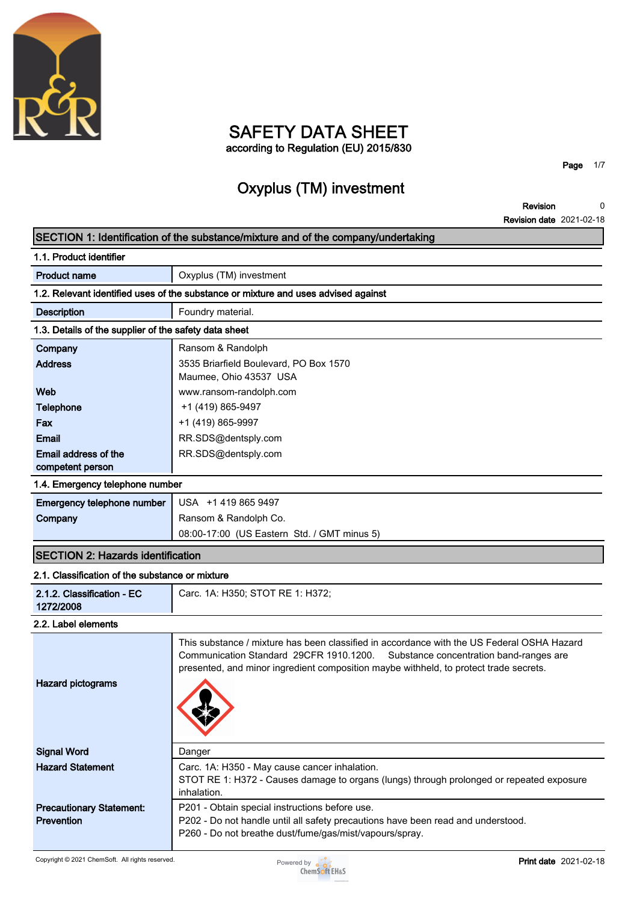# SAFETY DATA SHEET

according to Regulation (EU) 2015/830

## Oxyplus (TM) investment

**Revision** 0

**Revision date** 2021-02-18

## SECTION 1: Identification of the substance/mixture and of the company/undertaking

### 1.1. Product identifier

| | |
|---|---|
| **Product name** | Oxyplus (TM) investment |

### 1.2. Relevant identified uses of the substance or mixture and uses advised against

| | |
|---|---|
| **Description** | Foundry material. |

### 1.3. Details of the supplier of the safety data sheet

| | |
|---|---|
| **Company** | Ransom & Randolph |
| **Address** | 3535 Briarfield Boulevard, PO Box 1570<br>Maumee, Ohio 43537 USA |
| **Web** | www.ransom-randolph.com |
| **Telephone** | +1 (419) 865-9497 |
| **Fax** | +1 (419) 865-9997 |
| **Email** | RR.SDS@dentsply.com |
| **Email address of the competent person** | RR.SDS@dentsply.com |

### 1.4. Emergency telephone number

| | |
|---|---|
| **Emergency telephone number** | USA +1 419 865 9497 |
| **Company** | Ransom & Randolph Co. |
| | 08:00-17:00 (US Eastern Std. / GMT minus 5) |

## SECTION 2: Hazards identification

### 2.1. Classification of the substance or mixture

| | |
|---|---|
| **2.1.2. Classification - EC 1272/2008** | Carc. 1A: H350; STOT RE 1: H372; |

### 2.2. Label elements

| | |
|---|---|
| **Hazard pictograms** | This substance / mixture has been classified in accordance with the US Federal OSHA Hazard Communication Standard 29CFR 1910.1200. Substance concentration band-ranges are presented, and minor ingredient composition maybe withheld, to protect trade secrets. |
| **Signal Word** | Danger |
| **Hazard Statement** | Carc. 1A: H350 - May cause cancer inhalation.<br>STOT RE 1: H372 - Causes damage to organs (lungs) through prolonged or repeated exposure inhalation. |
| **Precautionary Statement: Prevention** | P201 - Obtain special instructions before use.<br>P202 - Do not handle until all safety precautions have been read and understood.<br>P260 - Do not breathe dust/fume/gas/mist/vapours/spray. |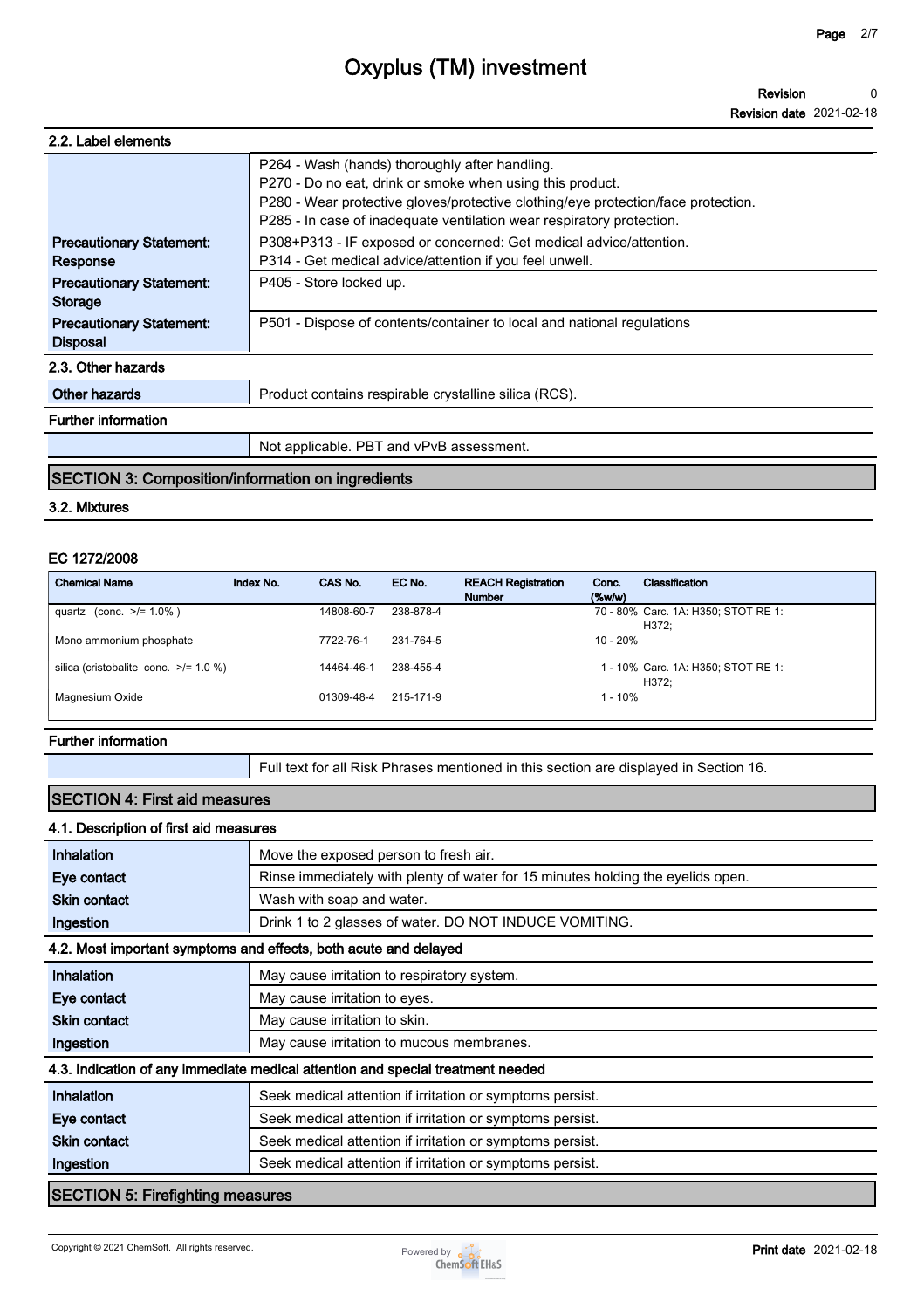### 2.2. Label elements

| | |
|---|---|
| | P264 - Wash (hands) thoroughly after handling.<br>P270 - Do no eat, drink or smoke when using this product.<br>P280 - Wear protective gloves/protective clothing/eye protection/face protection.<br>P285 - In case of inadequate ventilation wear respiratory protection. |
| **Precautionary Statement: Response** | P308+P313 - IF exposed or concerned: Get medical advice/attention.<br>P314 - Get medical advice/attention if you feel unwell. |
| **Precautionary Statement: Storage** | P405 - Store locked up. |
| **Precautionary Statement: Disposal** | P501 - Dispose of contents/container to local and national regulations |

### 2.3. Other hazards

| | |
|---|---|
| **Other hazards** | Product contains respirable crystalline silica (RCS). |

**Further information**

| | |
|---|---|
| | Not applicable. PBT and vPvB assessment. |

## SECTION 3: Composition/information on ingredients

### 3.2. Mixtures

**EC 1272/2008**

| Chemical Name | Index No. | CAS No. | EC No. | REACH Registration Number | Conc. (%w/w) | Classification |
|---|---|---|---|---|---|---|
| quartz (conc. >/= 1.0% ) | | 14808-60-7 | 238-878-4 | | 70 - 80% | Carc. 1A: H350; STOT RE 1: H372; |
| Mono ammonium phosphate | | 7722-76-1 | 231-764-5 | | 10 - 20% | |
| silica (cristobalite conc. >/= 1.0 %) | | 14464-46-1 | 238-455-4 | | 1 - 10% | Carc. 1A: H350; STOT RE 1: H372; |
| Magnesium Oxide | | 01309-48-4 | 215-171-9 | | 1 - 10% | |

**Further information**

| | |
|---|---|
| | Full text for all Risk Phrases mentioned in this section are displayed in Section 16. |

## SECTION 4: First aid measures

### 4.1. Description of first aid measures

| | |
|---|---|
| **Inhalation** | Move the exposed person to fresh air. |
| **Eye contact** | Rinse immediately with plenty of water for 15 minutes holding the eyelids open. |
| **Skin contact** | Wash with soap and water. |
| **Ingestion** | Drink 1 to 2 glasses of water. DO NOT INDUCE VOMITING. |

### 4.2. Most important symptoms and effects, both acute and delayed

| | |
|---|---|
| **Inhalation** | May cause irritation to respiratory system. |
| **Eye contact** | May cause irritation to eyes. |
| **Skin contact** | May cause irritation to skin. |
| **Ingestion** | May cause irritation to mucous membranes. |

### 4.3. Indication of any immediate medical attention and special treatment needed

| | |
|---|---|
| **Inhalation** | Seek medical attention if irritation or symptoms persist. |
| **Eye contact** | Seek medical attention if irritation or symptoms persist. |
| **Skin contact** | Seek medical attention if irritation or symptoms persist. |
| **Ingestion** | Seek medical attention if irritation or symptoms persist. |

## SECTION 5: Firefighting measures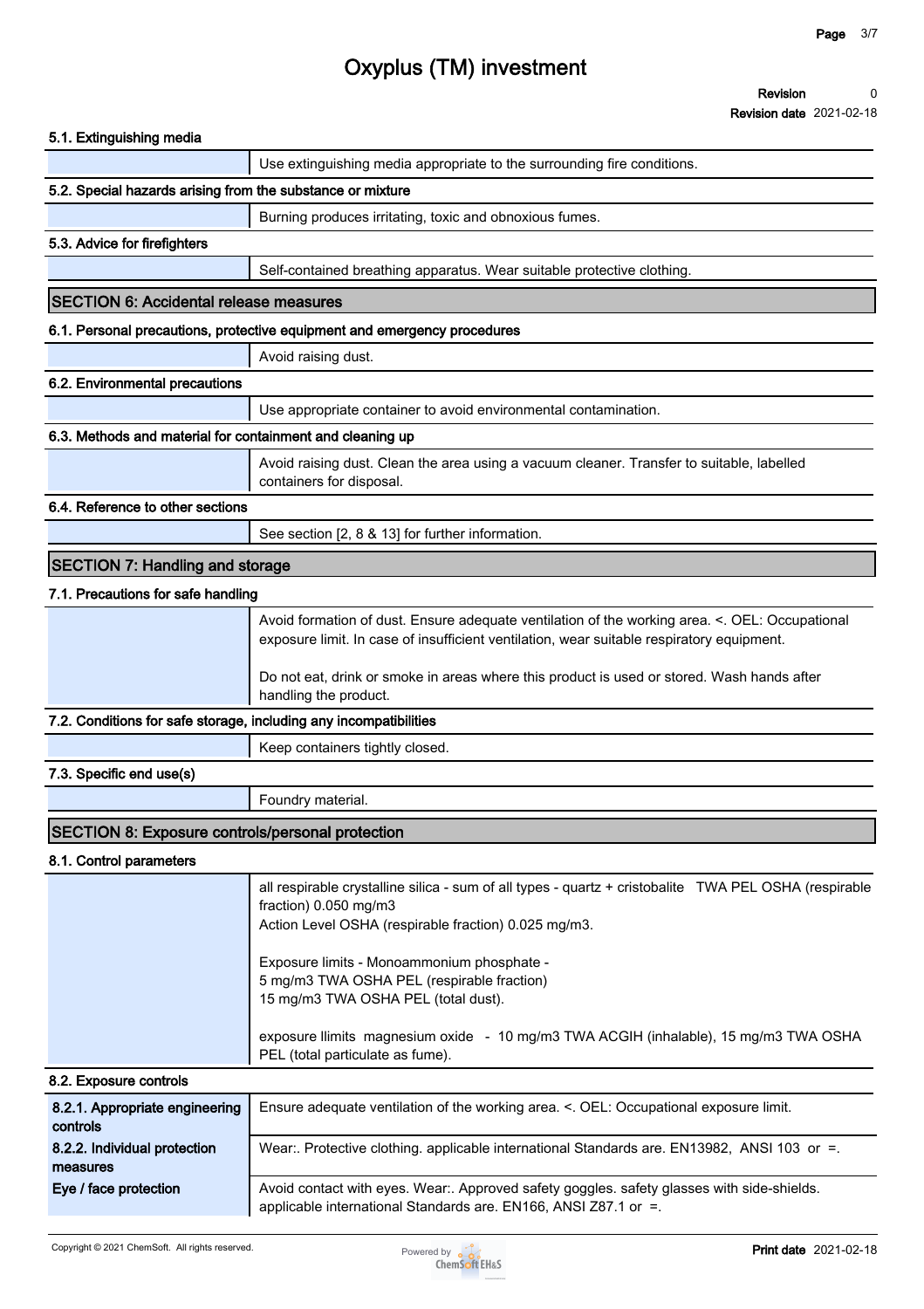# Oxyplus (TM) investment

**Revision** 0
**Revision date** 2021-02-18

### 5.1. Extinguishing media

| | |
|---|---|
| | Use extinguishing media appropriate to the surrounding fire conditions. |

### 5.2. Special hazards arising from the substance or mixture

| | |
|---|---|
| | Burning produces irritating, toxic and obnoxious fumes. |

### 5.3. Advice for firefighters

| | |
|---|---|
| | Self-contained breathing apparatus. Wear suitable protective clothing. |

## SECTION 6: Accidental release measures

### 6.1. Personal precautions, protective equipment and emergency procedures

| | |
|---|---|
| | Avoid raising dust. |

### 6.2. Environmental precautions

| | |
|---|---|
| | Use appropriate container to avoid environmental contamination. |

### 6.3. Methods and material for containment and cleaning up

| | |
|---|---|
| | Avoid raising dust. Clean the area using a vacuum cleaner. Transfer to suitable, labelled containers for disposal. |

### 6.4. Reference to other sections

| | |
|---|---|
| | See section [2, 8 & 13] for further information. |

## SECTION 7: Handling and storage

### 7.1. Precautions for safe handling

| | |
|---|---|
| | Avoid formation of dust. Ensure adequate ventilation of the working area. <. OEL: Occupational exposure limit. In case of insufficient ventilation, wear suitable respiratory equipment.<br><br>Do not eat, drink or smoke in areas where this product is used or stored. Wash hands after handling the product. |

### 7.2. Conditions for safe storage, including any incompatibilities

| | |
|---|---|
| | Keep containers tightly closed. |

### 7.3. Specific end use(s)

| | |
|---|---|
| | Foundry material. |

## SECTION 8: Exposure controls/personal protection

### 8.1. Control parameters

| | |
|---|---|
| | all respirable crystalline silica - sum of all types - quartz + cristobalite TWA PEL OSHA (respirable fraction) 0.050 mg/m3<br>Action Level OSHA (respirable fraction) 0.025 mg/m3.<br><br>Exposure limits - Monoammonium phosphate -<br>5 mg/m3 TWA OSHA PEL (respirable fraction)<br>15 mg/m3 TWA OSHA PEL (total dust).<br><br>exposure llimits magnesium oxide - 10 mg/m3 TWA ACGIH (inhalable), 15 mg/m3 TWA OSHA PEL (total particulate as fume). |

### 8.2. Exposure controls

| | |
|---|---|
| **8.2.1. Appropriate engineering controls** | Ensure adequate ventilation of the working area. <. OEL: Occupational exposure limit. |
| **8.2.2. Individual protection measures** | Wear:. Protective clothing. applicable international Standards are. EN13982, ANSI 103 or =. |
| **Eye / face protection** | Avoid contact with eyes. Wear:. Approved safety goggles. safety glasses with side-shields. applicable international Standards are. EN166, ANSI Z87.1 or =. |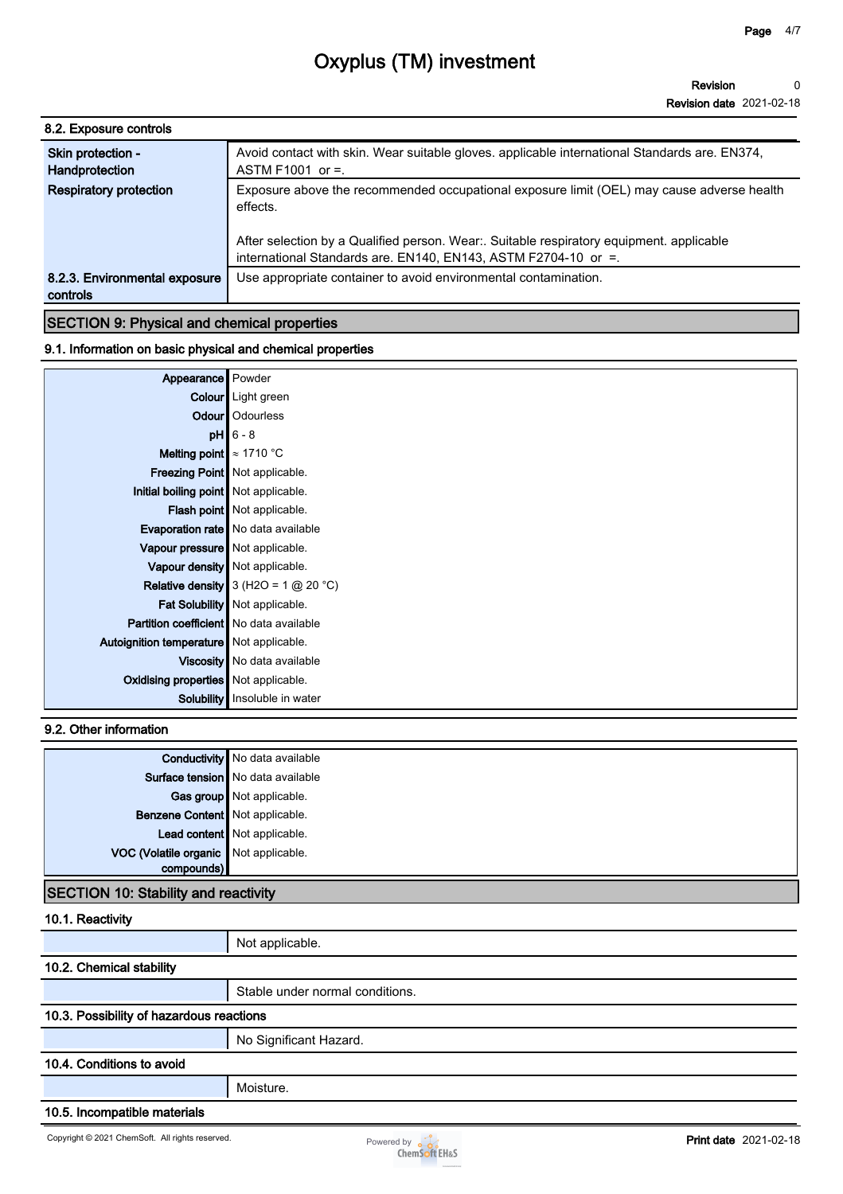### 8.2. Exposure controls

| | |
|---|---|
| **Skin protection - Handprotection** | Avoid contact with skin. Wear suitable gloves. applicable international Standards are. EN374, ASTM F1001 or =. |
| **Respiratory protection** | Exposure above the recommended occupational exposure limit (OEL) may cause adverse health effects.<br><br>After selection by a Qualified person. Wear:. Suitable respiratory equipment. applicable international Standards are. EN140, EN143, ASTM F2704-10 or =. |
| **8.2.3. Environmental exposure controls** | Use appropriate container to avoid environmental contamination. |

## SECTION 9: Physical and chemical properties

### 9.1. Information on basic physical and chemical properties

| | |
|---|---|
| **Appearance** | Powder |
| **Colour** | Light green |
| **Odour** | Odourless |
| **pH** | 6 - 8 |
| **Melting point** | ≈ 1710 °C |
| **Freezing Point** | Not applicable. |
| **Initial boiling point** | Not applicable. |
| **Flash point** | Not applicable. |
| **Evaporation rate** | No data available |
| **Vapour pressure** | Not applicable. |
| **Vapour density** | Not applicable. |
| **Relative density** | 3 ($H_2O$ = 1 @ 20 °C) |
| **Fat Solubility** | Not applicable. |
| **Partition coefficient** | No data available |
| **Autoignition temperature** | Not applicable. |
| **Viscosity** | No data available |
| **Oxidising properties** | Not applicable. |
| **Solubility** | Insoluble in water |

### 9.2. Other information

| | |
|---|---|
| **Conductivity** | No data available |
| **Surface tension** | No data available |
| **Gas group** | Not applicable. |
| **Benzene Content** | Not applicable. |
| **Lead content** | Not applicable. |
| **VOC (Volatile organic compounds)** | Not applicable. |

## SECTION 10: Stability and reactivity

### 10.1. Reactivity

Not applicable.

### 10.2. Chemical stability

Stable under normal conditions.

### 10.3. Possibility of hazardous reactions

No Significant Hazard.

### 10.4. Conditions to avoid

Moisture.

### 10.5. Incompatible materials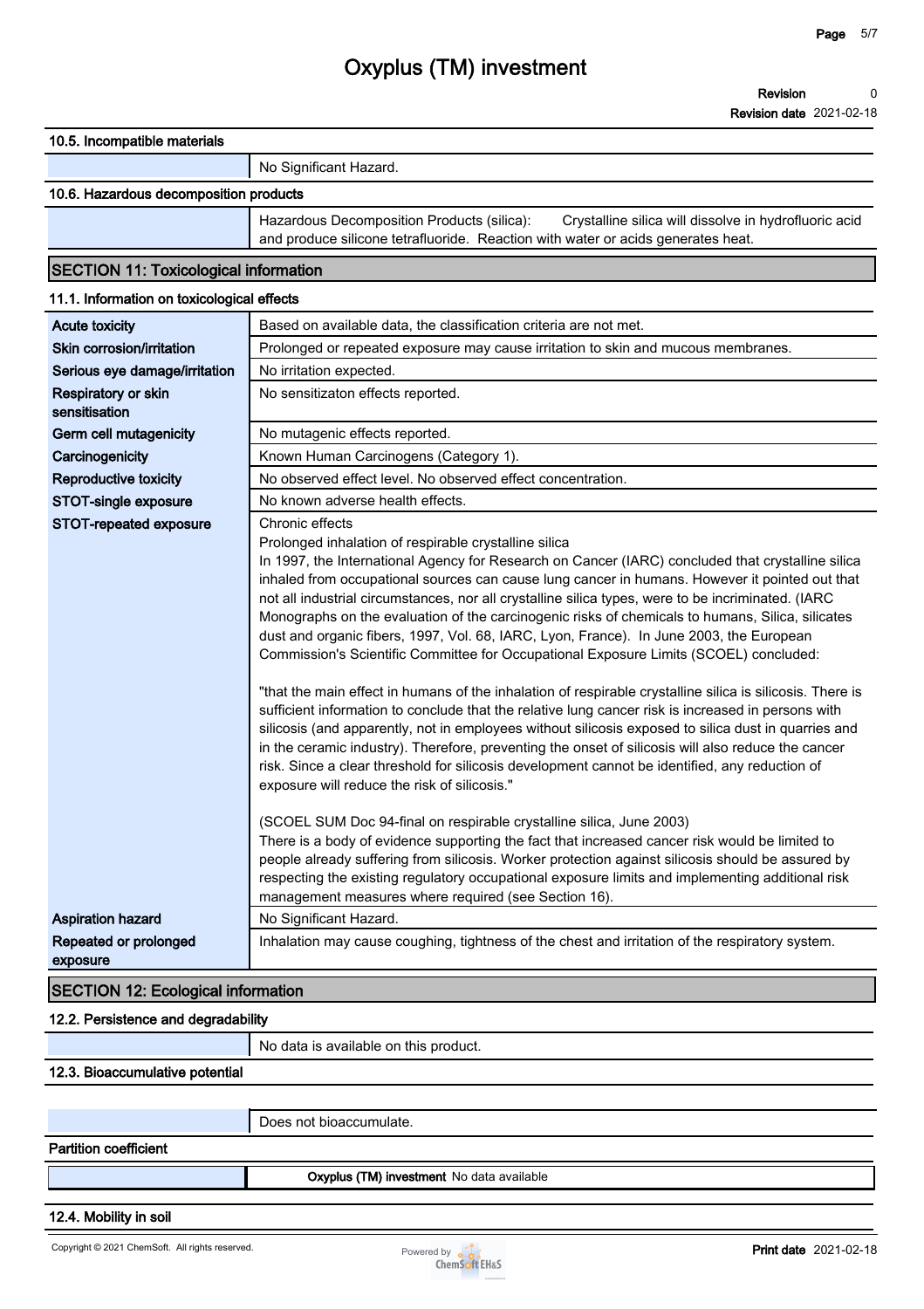#### 10.5. Incompatible materials

| | |
|---|---|
| | No Significant Hazard. |

#### 10.6. Hazardous decomposition products

| | |
|---|---|
| | Hazardous Decomposition Products (silica): Crystalline silica will dissolve in hydrofluoric acid and produce silicone tetrafluoride. Reaction with water or acids generates heat. |

## SECTION 11: Toxicological information

#### 11.1. Information on toxicological effects

| | |
|---|---|
| **Acute toxicity** | Based on available data, the classification criteria are not met. |
| **Skin corrosion/irritation** | Prolonged or repeated exposure may cause irritation to skin and mucous membranes. |
| **Serious eye damage/irritation** | No irritation expected. |
| **Respiratory or skin sensitisation** | No sensitizaton effects reported. |
| **Germ cell mutagenicity** | No mutagenic effects reported. |
| **Carcinogenicity** | Known Human Carcinogens (Category 1). |
| **Reproductive toxicity** | No observed effect level. No observed effect concentration. |
| **STOT-single exposure** | No known adverse health effects. |
| **STOT-repeated exposure** | Chronic effects<br>Prolonged inhalation of respirable crystalline silica<br>In 1997, the International Agency for Research on Cancer (IARC) concluded that crystalline silica inhaled from occupational sources can cause lung cancer in humans. However it pointed out that not all industrial circumstances, nor all crystalline silica types, were to be incriminated. (IARC Monographs on the evaluation of the carcinogenic risks of chemicals to humans, Silica, silicates dust and organic fibers, 1997, Vol. 68, IARC, Lyon, France). In June 2003, the European Commission's Scientific Committee for Occupational Exposure Limits (SCOEL) concluded:<br><br>"that the main effect in humans of the inhalation of respirable crystalline silica is silicosis. There is sufficient information to conclude that the relative lung cancer risk is increased in persons with silicosis (and apparently, not in employees without silicosis exposed to silica dust in quarries and in the ceramic industry). Therefore, preventing the onset of silicosis will also reduce the cancer risk. Since a clear threshold for silicosis development cannot be identified, any reduction of exposure will reduce the risk of silicosis."<br><br>(SCOEL SUM Doc 94-final on respirable crystalline silica, June 2003)<br>There is a body of evidence supporting the fact that increased cancer risk would be limited to people already suffering from silicosis. Worker protection against silicosis should be assured by respecting the existing regulatory occupational exposure limits and implementing additional risk management measures where required (see Section 16). |
| **Aspiration hazard** | No Significant Hazard. |
| **Repeated or prolonged exposure** | Inhalation may cause coughing, tightness of the chest and irritation of the respiratory system. |

## SECTION 12: Ecological information

#### 12.2. Persistence and degradability

| | |
|---|---|
| | No data is available on this product. |

#### 12.3. Bioaccumulative potential

| | |
|---|---|
| | Does not bioaccumulate. |

**Partition coefficient**

| | |
|---|---|
| | **Oxyplus (TM) investment** No data available |

#### 12.4. Mobility in soil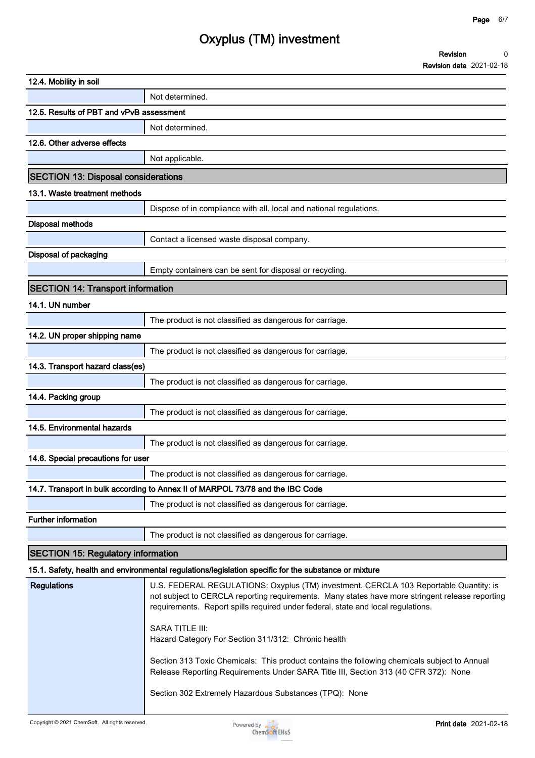#### 12.4. Mobility in soil

Not determined.

#### 12.5. Results of PBT and vPvB assessment

Not determined.

#### 12.6. Other adverse effects

Not applicable.

## SECTION 13: Disposal considerations

#### 13.1. Waste treatment methods

Dispose of in compliance with all. local and national regulations.

#### Disposal methods

Contact a licensed waste disposal company.

#### Disposal of packaging

Empty containers can be sent for disposal or recycling.

## SECTION 14: Transport information

#### 14.1. UN number

The product is not classified as dangerous for carriage.

#### 14.2. UN proper shipping name

The product is not classified as dangerous for carriage.

#### 14.3. Transport hazard class(es)

The product is not classified as dangerous for carriage.

#### 14.4. Packing group

The product is not classified as dangerous for carriage.

#### 14.5. Environmental hazards

The product is not classified as dangerous for carriage.

#### 14.6. Special precautions for user

The product is not classified as dangerous for carriage.

#### 14.7. Transport in bulk according to Annex II of MARPOL 73/78 and the IBC Code

The product is not classified as dangerous for carriage.

#### Further information

The product is not classified as dangerous for carriage.

## SECTION 15: Regulatory information

#### 15.1. Safety, health and environmental regulations/legislation specific for the substance or mixture

**Regulations**

U.S. FEDERAL REGULATIONS: Oxyplus (TM) investment. CERCLA 103 Reportable Quantity: is not subject to CERCLA reporting requirements. Many states have more stringent release reporting requirements. Report spills required under federal, state and local regulations.

SARA TITLE III:
Hazard Category For Section 311/312: Chronic health

Section 313 Toxic Chemicals: This product contains the following chemicals subject to Annual Release Reporting Requirements Under SARA Title III, Section 313 (40 CFR 372): None

Section 302 Extremely Hazardous Substances (TPQ): None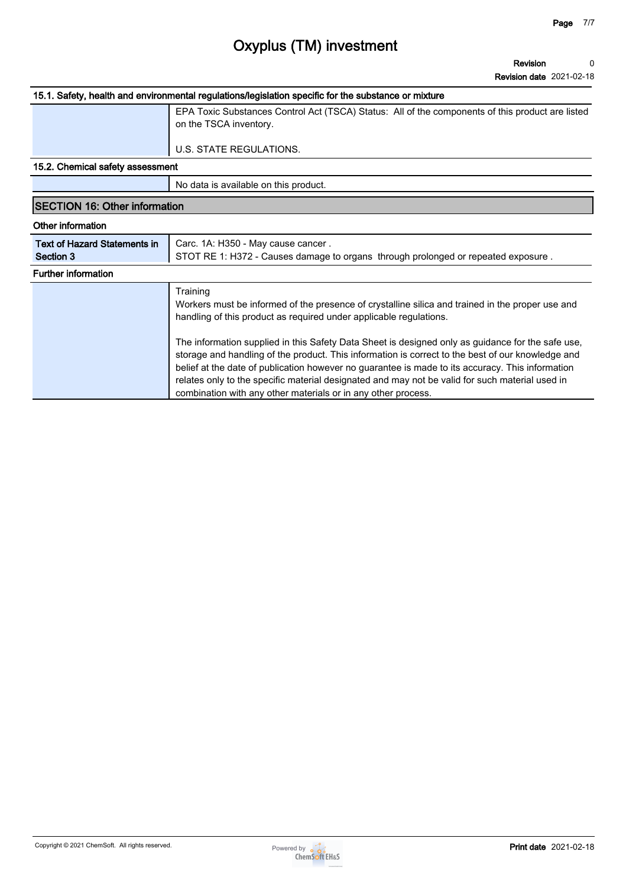### 15.1. Safety, health and environmental regulations/legislation specific for the substance or mixture

| | |
|---|---|
| | EPA Toxic Substances Control Act (TSCA) Status: All of the components of this product are listed on the TSCA inventory.<br><br>U.S. STATE REGULATIONS. |

### 15.2. Chemical safety assessment

| | |
|---|---|
| | No data is available on this product. |

## SECTION 16: Other information

### Other information

| | |
|---|---|
| **Text of Hazard Statements in Section 3** | Carc. 1A: H350 - May cause cancer .<br>STOT RE 1: H372 - Causes damage to organs through prolonged or repeated exposure . |

### Further information

| | |
|---|---|
| | Training<br>Workers must be informed of the presence of crystalline silica and trained in the proper use and handling of this product as required under applicable regulations.<br><br>The information supplied in this Safety Data Sheet is designed only as guidance for the safe use, storage and handling of the product. This information is correct to the best of our knowledge and belief at the date of publication however no guarantee is made to its accuracy. This information relates only to the specific material designated and may not be valid for such material used in combination with any other materials or in any other process. |